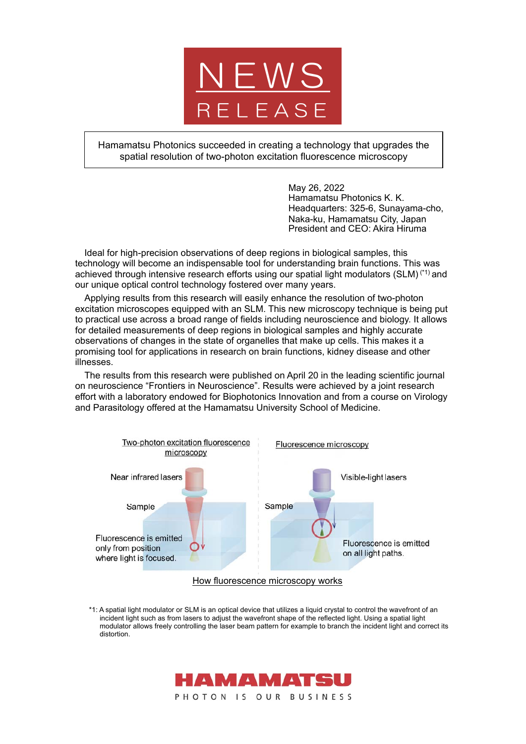# NEWS RELEASE

**Hamamatsu Photonics succeeded in creating a technology that upgrades the spatial resolution of two-photon excitation fluorescence microscopy**

May 26, 2022
Hamamatsu Photonics K. K.
Headquarters: 325-6, Sunayama-cho,
Naka-ku, Hamamatsu City, Japan
President and CEO: Akira Hiruma

Ideal for high-precision observations of deep regions in biological samples, this technology will become an indispensable tool for understanding brain functions. This was achieved through intensive research efforts using our spatial light modulators (SLM) (*1) and our unique optical control technology fostered over many years.

Applying results from this research will easily enhance the resolution of two-photon excitation microscopes equipped with an SLM. This new microscopy technique is being put to practical use across a broad range of fields including neuroscience and biology. It allows for detailed measurements of deep regions in biological samples and highly accurate observations of changes in the state of organelles that make up cells. This makes it a promising tool for applications in research on brain functions, kidney disease and other illnesses.

The results from this research were published on April 20 in the leading scientific journal on neuroscience "Frontiers in Neuroscience". Results were achieved by a joint research effort with a laboratory endowed for Biophotonics Innovation and from a course on Virology and Parasitology offered at the Hamamatsu University School of Medicine.

Two-photon excitation fluorescence microscopy: Near infrared lasers; Sample; Fluorescence is emitted only from position where light is focused.

Fluorescence microscopy: Visible-light lasers; Sample; Fluorescence is emitted on all light paths.

How fluorescence microscopy works

*1: A spatial light modulator or SLM is an optical device that utilizes a liquid crystal to control the wavefront of an incident light such as from lasers to adjust the wavefront shape of the reflected light. Using a spatial light modulator allows freely controlling the laser beam pattern for example to branch the incident light and correct its distortion.

HAMAMATSU
PHOTON IS OUR BUSINESS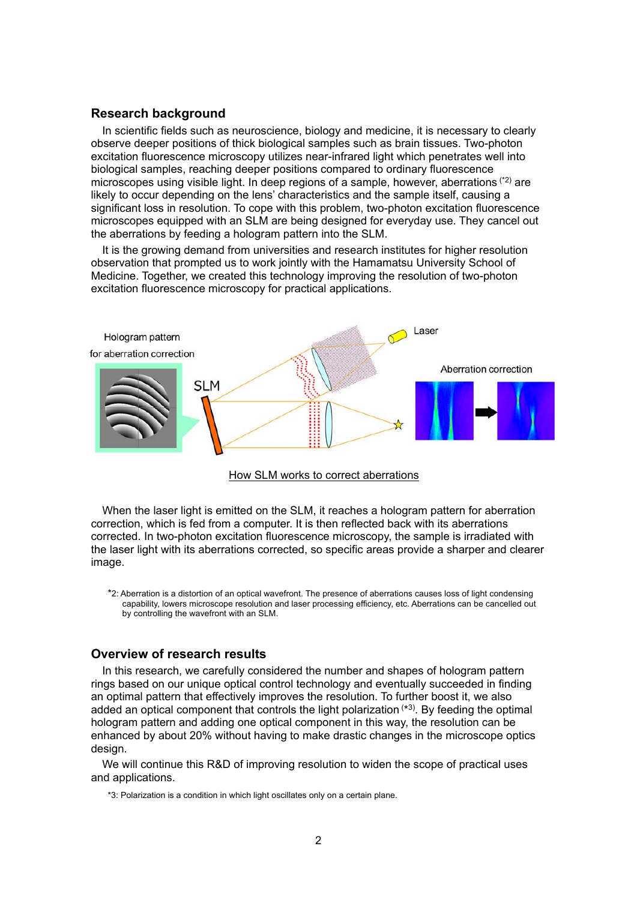## Research background

In scientific fields such as neuroscience, biology and medicine, it is necessary to clearly observe deeper positions of thick biological samples such as brain tissues. Two-photon excitation fluorescence microscopy utilizes near-infrared light which penetrates well into biological samples, reaching deeper positions compared to ordinary fluorescence microscopes using visible light. In deep regions of a sample, however, aberrations (*2) are likely to occur depending on the lens' characteristics and the sample itself, causing a significant loss in resolution. To cope with this problem, two-photon excitation fluorescence microscopes equipped with an SLM are being designed for everyday use. They cancel out the aberrations by feeding a hologram pattern into the SLM.

It is the growing demand from universities and research institutes for higher resolution observation that prompted us to work jointly with the Hamamatsu University School of Medicine. Together, we created this technology improving the resolution of two-photon excitation fluorescence microscopy for practical applications.

How SLM works to correct aberrations

When the laser light is emitted on the SLM, it reaches a hologram pattern for aberration correction, which is fed from a computer. It is then reflected back with its aberrations corrected. In two-photon excitation fluorescence microscopy, the sample is irradiated with the laser light with its aberrations corrected, so specific areas provide a sharper and clearer image.

*2: Aberration is a distortion of an optical wavefront. The presence of aberrations causes loss of light condensing capability, lowers microscope resolution and laser processing efficiency, etc. Aberrations can be cancelled out by controlling the wavefront with an SLM.

## Overview of research results

In this research, we carefully considered the number and shapes of hologram pattern rings based on our unique optical control technology and eventually succeeded in finding an optimal pattern that effectively improves the resolution. To further boost it, we also added an optical component that controls the light polarization (*3). By feeding the optimal hologram pattern and adding one optical component in this way, the resolution can be enhanced by about 20% without having to make drastic changes in the microscope optics design.

We will continue this R&D of improving resolution to widen the scope of practical uses and applications.

*3: Polarization is a condition in which light oscillates only on a certain plane.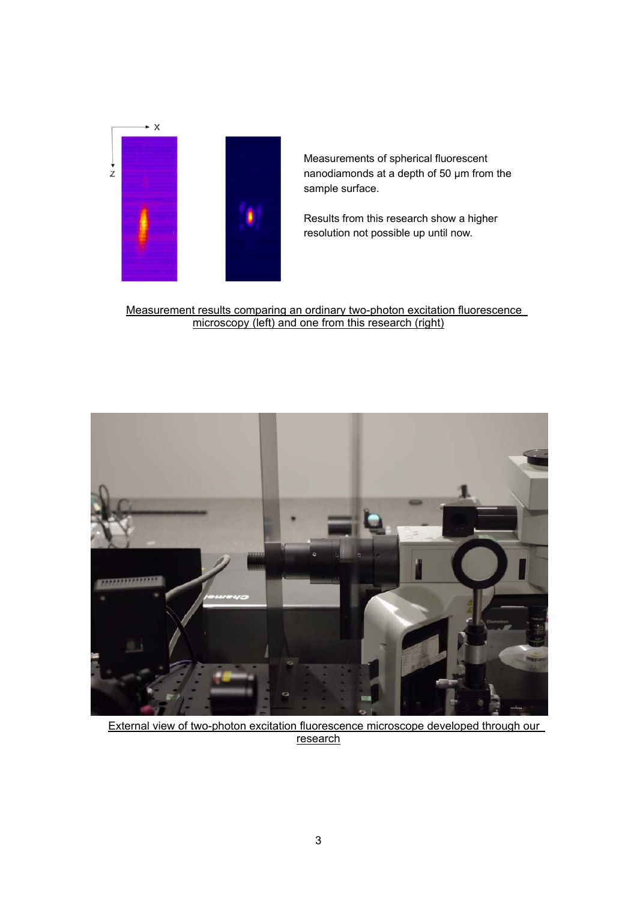Measurements of spherical fluorescent nanodiamonds at a depth of 50 μm from the sample surface.

Results from this research show a higher resolution not possible up until now.

Measurement results comparing an ordinary two-photon excitation fluorescence microscopy (left) and one from this research (right)

External view of two-photon excitation fluorescence microscope developed through our research